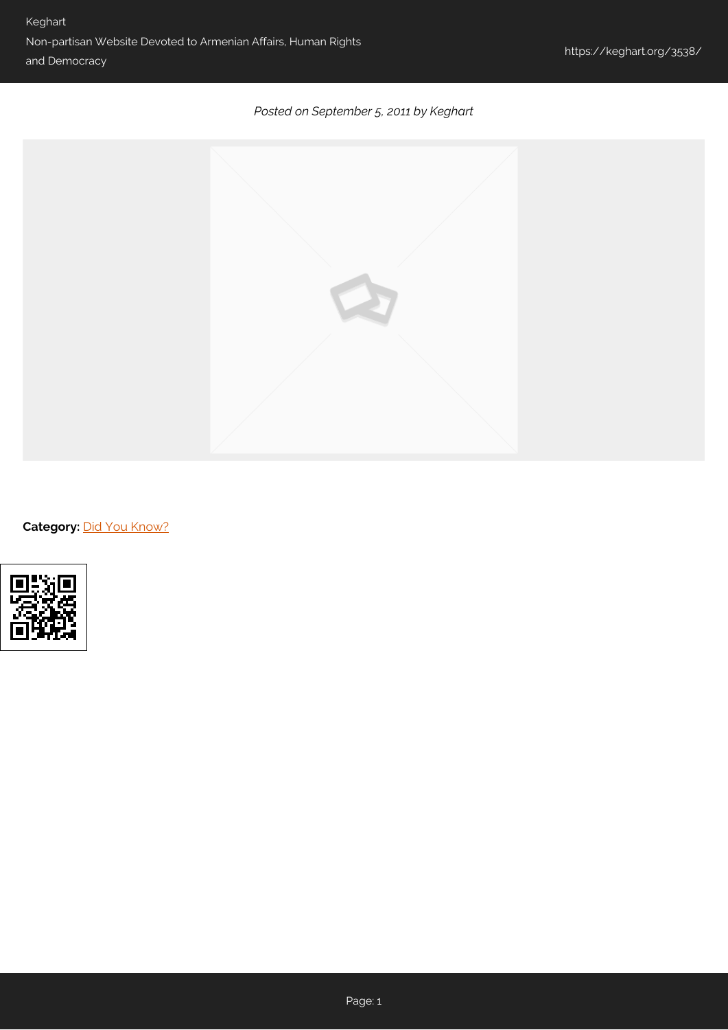*Posted on September 5, 2011 by Keghart*

**Category:** Did You Know?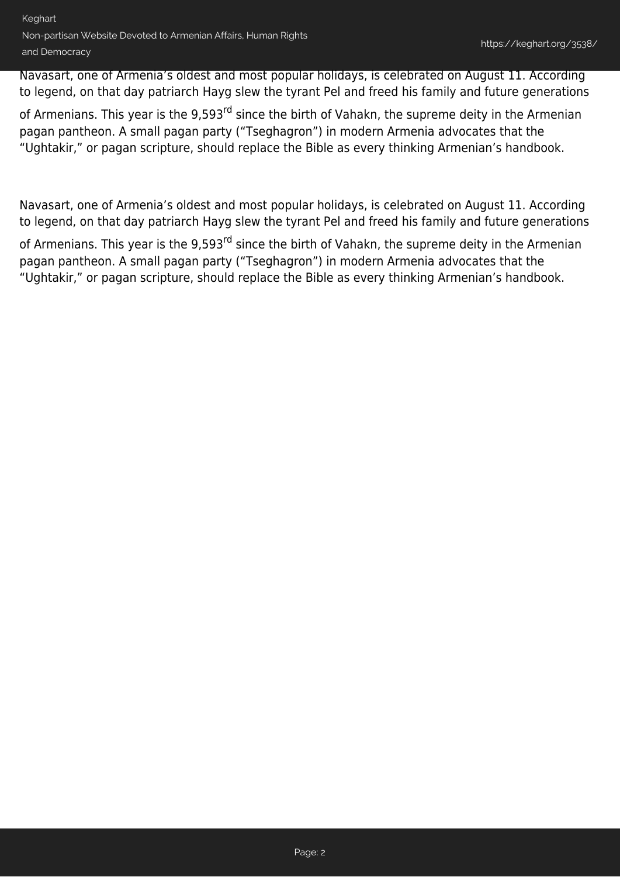Navasart, one of Armenia's oldest and most popular holidays, is celebrated on August 11. According to legend, on that day patriarch Hayg slew the tyrant Pel and freed his family and future generations of Armenians. This year is the 9,593rd since the birth of Vahakn, the supreme deity in the Armenian pagan pantheon. A small pagan party ("Tseghagron") in modern Armenia advocates that the "Ughtakir," or pagan scripture, should replace the Bible as every thinking Armenian's handbook.

Navasart, one of Armenia's oldest and most popular holidays, is celebrated on August 11. According to legend, on that day patriarch Hayg slew the tyrant Pel and freed his family and future generations of Armenians. This year is the 9,593rd since the birth of Vahakn, the supreme deity in the Armenian pagan pantheon. A small pagan party ("Tseghagron") in modern Armenia advocates that the "Ughtakir," or pagan scripture, should replace the Bible as every thinking Armenian's handbook.